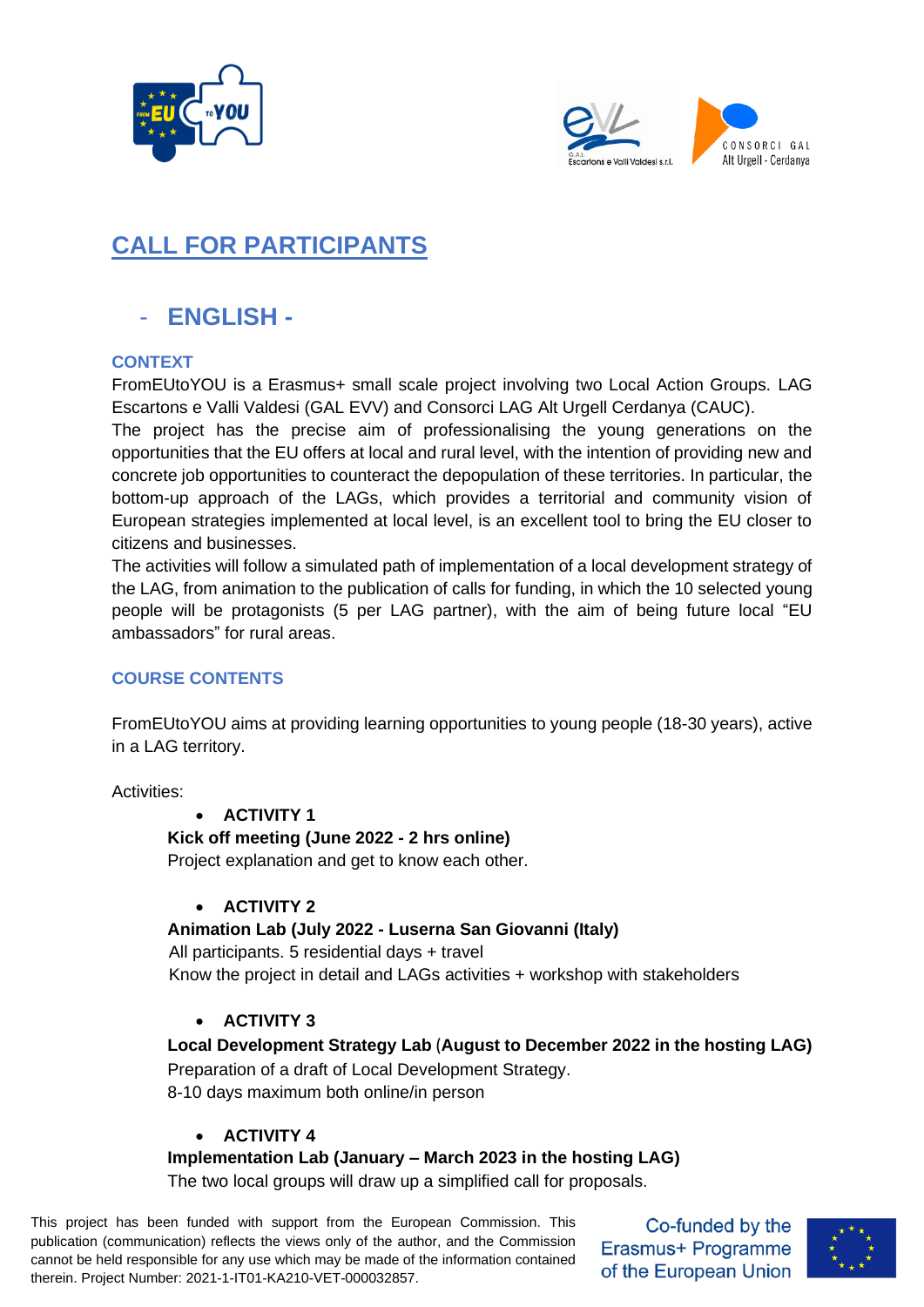# CALL FOR PARTICIPANTS

## - ENGLISH -

### CONTEXT

FromEUtoYOU is a Erasmus+ small scale project involving two Local Action Groups. LAG Escartons e Valli Valdesi (GAL EVV) and Consorci LAG Alt Urgell Cerdanya (CAUC).

The project has the precise aim of professionalising the young generations on the opportunities that the EU offers at local and rural level, with the intention of providing new and concrete job opportunities to counteract the depopulation of these territories. In particular, the bottom-up approach of the LAGs, which provides a territorial and community vision of European strategies implemented at local level, is an excellent tool to bring the EU closer to citizens and businesses.

The activities will follow a simulated path of implementation of a local development strategy of the LAG, from animation to the publication of calls for funding, in which the 10 selected young people will be protagonists (5 per LAG partner), with the aim of being future local "EU ambassadors" for rural areas.

### COURSE CONTENTS

FromEUtoYOU aims at providing learning opportunities to young people (18-30 years), active in a LAG territory.

Activities:

- **ACTIVITY 1**

**Kick off meeting (June 2022 - 2 hrs online)**
Project explanation and get to know each other.

- **ACTIVITY 2**

**Animation Lab (July 2022 - Luserna San Giovanni (Italy)**
All participants. 5 residential days + travel
Know the project in detail and LAGs activities + workshop with stakeholders

- **ACTIVITY 3**

**Local Development Strategy Lab** (**August to December 2022 in the hosting LAG)**
Preparation of a draft of Local Development Strategy.
8-10 days maximum both online/in person

- **ACTIVITY 4**

**Implementation Lab (January – March 2023 in the hosting LAG)**
The two local groups will draw up a simplified call for proposals.

This project has been funded with support from the European Commission. This publication (communication) reflects the views only of the author, and the Commission cannot be held responsible for any use which may be made of the information contained therein. Project Number: 2021-1-IT01-KA210-VET-000032857.

Co-funded by the Erasmus+ Programme of the European Union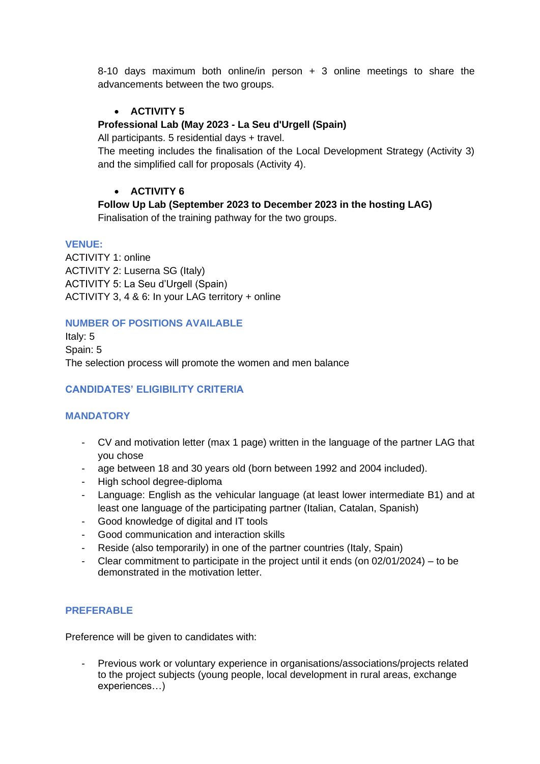8-10 days maximum both online/in person + 3 online meetings to share the advancements between the two groups.

- **ACTIVITY 5**

**Professional Lab (May 2023 - La Seu d'Urgell (Spain)**
All participants. 5 residential days + travel.
The meeting includes the finalisation of the Local Development Strategy (Activity 3) and the simplified call for proposals (Activity 4).

- **ACTIVITY 6**

**Follow Up Lab (September 2023 to December 2023 in the hosting LAG)**
Finalisation of the training pathway for the two groups.

## VENUE:

ACTIVITY 1: online
ACTIVITY 2: Luserna SG (Italy)
ACTIVITY 5: La Seu d'Urgell (Spain)
ACTIVITY 3, 4 & 6: In your LAG territory + online

## NUMBER OF POSITIONS AVAILABLE

Italy: 5
Spain: 5
The selection process will promote the women and men balance

## CANDIDATES' ELIGIBILITY CRITERIA

### MANDATORY

- CV and motivation letter (max 1 page) written in the language of the partner LAG that you chose
- age between 18 and 30 years old (born between 1992 and 2004 included).
- High school degree-diploma
- Language: English as the vehicular language (at least lower intermediate B1) and at least one language of the participating partner (Italian, Catalan, Spanish)
- Good knowledge of digital and IT tools
- Good communication and interaction skills
- Reside (also temporarily) in one of the partner countries (Italy, Spain)
- Clear commitment to participate in the project until it ends (on 02/01/2024) – to be demonstrated in the motivation letter.

### PREFERABLE

Preference will be given to candidates with:

- Previous work or voluntary experience in organisations/associations/projects related to the project subjects (young people, local development in rural areas, exchange experiences…)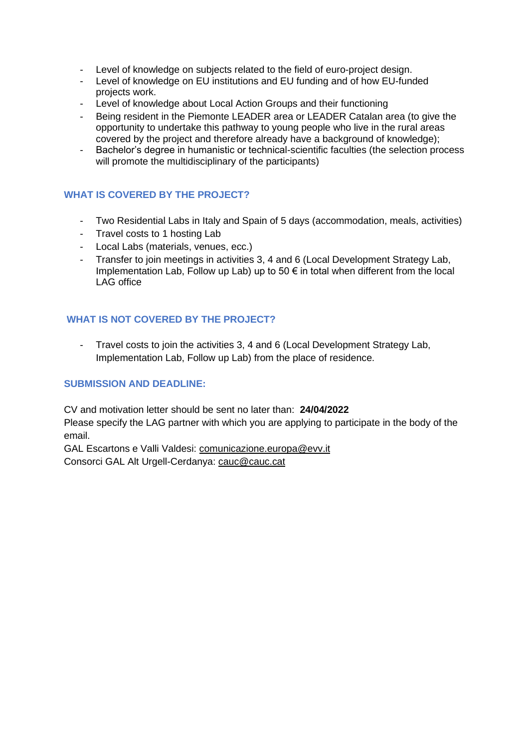- Level of knowledge on subjects related to the field of euro-project design.
- Level of knowledge on EU institutions and EU funding and of how EU-funded projects work.
- Level of knowledge about Local Action Groups and their functioning
- Being resident in the Piemonte LEADER area or LEADER Catalan area (to give the opportunity to undertake this pathway to young people who live in the rural areas covered by the project and therefore already have a background of knowledge);
- Bachelor's degree in humanistic or technical-scientific faculties (the selection process will promote the multidisciplinary of the participants)

## WHAT IS COVERED BY THE PROJECT?

- Two Residential Labs in Italy and Spain of 5 days (accommodation, meals, activities)
- Travel costs to 1 hosting Lab
- Local Labs (materials, venues, ecc.)
- Transfer to join meetings in activities 3, 4 and 6 (Local Development Strategy Lab, Implementation Lab, Follow up Lab) up to 50 € in total when different from the local LAG office

## WHAT IS NOT COVERED BY THE PROJECT?

- Travel costs to join the activities 3, 4 and 6 (Local Development Strategy Lab, Implementation Lab, Follow up Lab) from the place of residence.

## SUBMISSION AND DEADLINE:

CV and motivation letter should be sent no later than: **24/04/2022**
Please specify the LAG partner with which you are applying to participate in the body of the email.
GAL Escartons e Valli Valdesi: comunicazione.europa@evv.it
Consorci GAL Alt Urgell-Cerdanya: cauc@cauc.cat